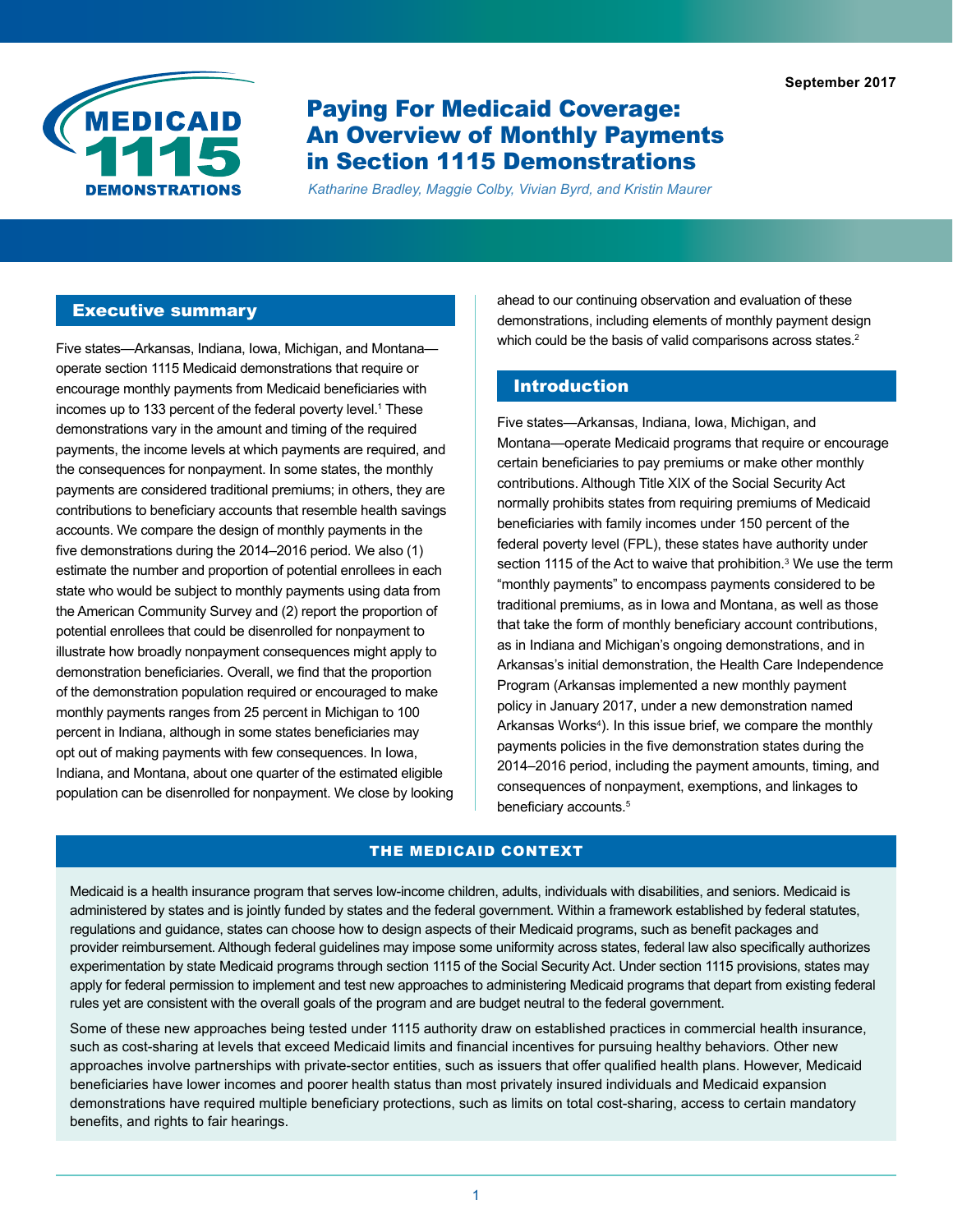September 2017

# Paying For Medicaid Coverage: An Overview of Monthly Payments in Section 1115 Demonstrations

*Katharine Bradley, Maggie Colby, Vivian Byrd, and Kristin Maurer*

## Executive summary

Five states—Arkansas, Indiana, Iowa, Michigan, and Montana—operate section 1115 Medicaid demonstrations that require or encourage monthly payments from Medicaid beneficiaries with incomes up to 133 percent of the federal poverty level.[1] These demonstrations vary in the amount and timing of the required payments, the income levels at which payments are required, and the consequences for nonpayment. In some states, the monthly payments are considered traditional premiums; in others, they are contributions to beneficiary accounts that resemble health savings accounts. We compare the design of monthly payments in the five demonstrations during the 2014–2016 period. We also (1) estimate the number and proportion of potential enrollees in each state who would be subject to monthly payments using data from the American Community Survey and (2) report the proportion of potential enrollees that could be disenrolled for nonpayment to illustrate how broadly nonpayment consequences might apply to demonstration beneficiaries. Overall, we find that the proportion of the demonstration population required or encouraged to make monthly payments ranges from 25 percent in Michigan to 100 percent in Indiana, although in some states beneficiaries may opt out of making payments with few consequences. In Iowa, Indiana, and Montana, about one quarter of the estimated eligible population can be disenrolled for nonpayment. We close by looking ahead to our continuing observation and evaluation of these demonstrations, including elements of monthly payment design which could be the basis of valid comparisons across states.[2]

## Introduction

Five states—Arkansas, Indiana, Iowa, Michigan, and Montana—operate Medicaid programs that require or encourage certain beneficiaries to pay premiums or make other monthly contributions. Although Title XIX of the Social Security Act normally prohibits states from requiring premiums of Medicaid beneficiaries with family incomes under 150 percent of the federal poverty level (FPL), these states have authority under section 1115 of the Act to waive that prohibition.[3] We use the term "monthly payments" to encompass payments considered to be traditional premiums, as in Iowa and Montana, as well as those that take the form of monthly beneficiary account contributions, as in Indiana and Michigan's ongoing demonstrations, and in Arkansas's initial demonstration, the Health Care Independence Program (Arkansas implemented a new monthly payment policy in January 2017, under a new demonstration named Arkansas Works[4]). In this issue brief, we compare the monthly payments policies in the five demonstration states during the 2014–2016 period, including the payment amounts, timing, and consequences of nonpayment, exemptions, and linkages to beneficiary accounts.[5]

## THE MEDICAID CONTEXT

Medicaid is a health insurance program that serves low-income children, adults, individuals with disabilities, and seniors. Medicaid is administered by states and is jointly funded by states and the federal government. Within a framework established by federal statutes, regulations and guidance, states can choose how to design aspects of their Medicaid programs, such as benefit packages and provider reimbursement. Although federal guidelines may impose some uniformity across states, federal law also specifically authorizes experimentation by state Medicaid programs through section 1115 of the Social Security Act. Under section 1115 provisions, states may apply for federal permission to implement and test new approaches to administering Medicaid programs that depart from existing federal rules yet are consistent with the overall goals of the program and are budget neutral to the federal government.

Some of these new approaches being tested under 1115 authority draw on established practices in commercial health insurance, such as cost-sharing at levels that exceed Medicaid limits and financial incentives for pursuing healthy behaviors. Other new approaches involve partnerships with private-sector entities, such as issuers that offer qualified health plans. However, Medicaid beneficiaries have lower incomes and poorer health status than most privately insured individuals and Medicaid expansion demonstrations have required multiple beneficiary protections, such as limits on total cost-sharing, access to certain mandatory benefits, and rights to fair hearings.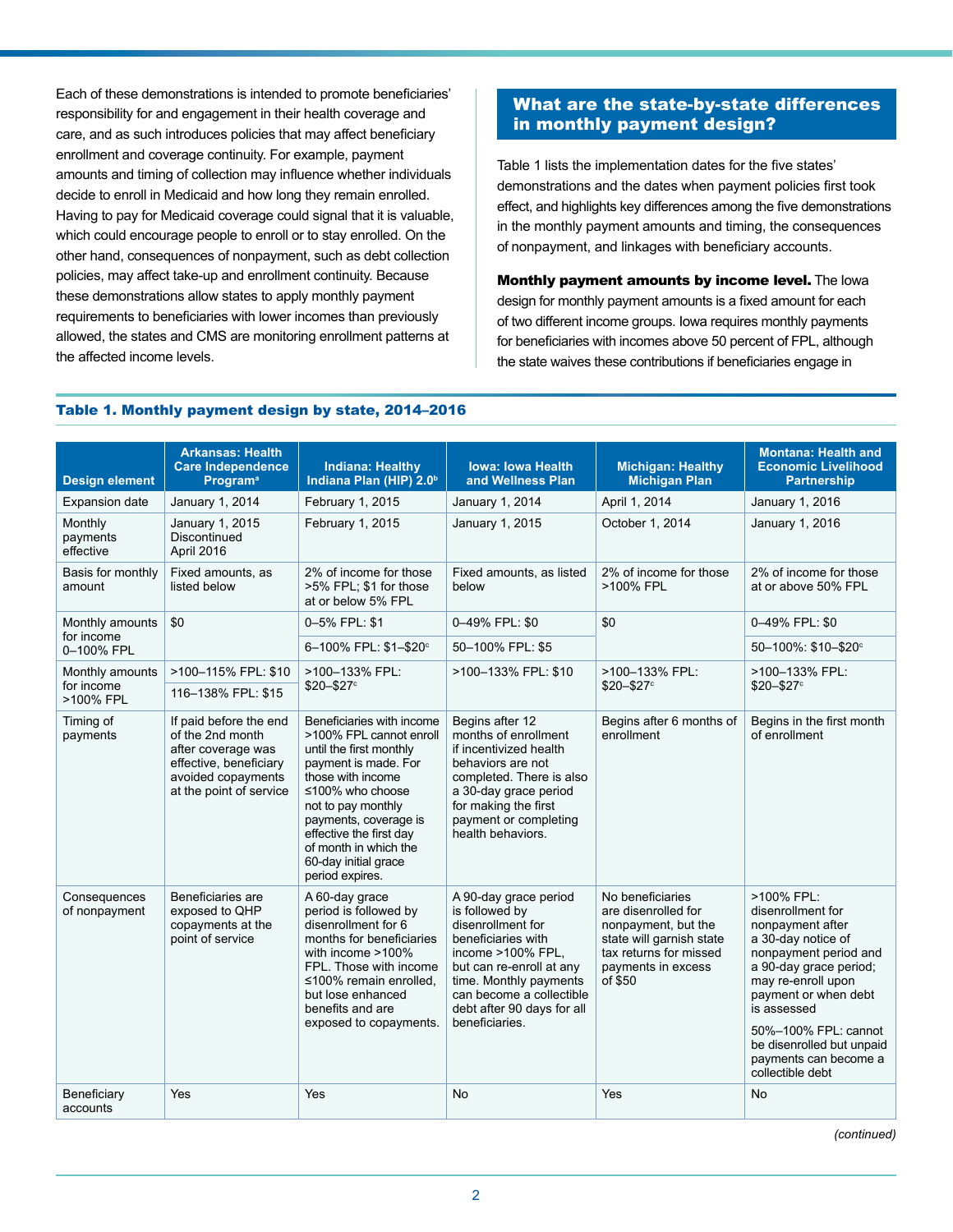Each of these demonstrations is intended to promote beneficiaries' responsibility for and engagement in their health coverage and care, and as such introduces policies that may affect beneficiary enrollment and coverage continuity. For example, payment amounts and timing of collection may influence whether individuals decide to enroll in Medicaid and how long they remain enrolled. Having to pay for Medicaid coverage could signal that it is valuable, which could encourage people to enroll or to stay enrolled. On the other hand, consequences of nonpayment, such as debt collection policies, may affect take-up and enrollment continuity. Because these demonstrations allow states to apply monthly payment requirements to beneficiaries with lower incomes than previously allowed, the states and CMS are monitoring enrollment patterns at the affected income levels.

## What are the state-by-state differences in monthly payment design?

Table 1 lists the implementation dates for the five states' demonstrations and the dates when payment policies first took effect, and highlights key differences among the five demonstrations in the monthly payment amounts and timing, the consequences of nonpayment, and linkages with beneficiary accounts.

**Monthly payment amounts by income level.** The Iowa design for monthly payment amounts is a fixed amount for each of two different income groups. Iowa requires monthly payments for beneficiaries with incomes above 50 percent of FPL, although the state waives these contributions if beneficiaries engage in

**Table 1. Monthly payment design by state, 2014–2016**

| Design element | Arkansas: Health Care Independence Program[a] | Indiana: Healthy Indiana Plan (HIP) 2.0[b] | Iowa: Iowa Health and Wellness Plan | Michigan: Healthy Michigan Plan | Montana: Health and Economic Livelihood Partnership |
|---|---|---|---|---|---|
| Expansion date | January 1, 2014 | February 1, 2015 | January 1, 2014 | April 1, 2014 | January 1, 2016 |
| Monthly payments effective | January 1, 2015 Discontinued April 2016 | February 1, 2015 | January 1, 2015 | October 1, 2014 | January 1, 2016 |
| Basis for monthly amount | Fixed amounts, as listed below | 2% of income for those >5% FPL; $1 for those at or below 5% FPL | Fixed amounts, as listed below | 2% of income for those >100% FPL | 2% of income for those at or above 50% FPL |
| Monthly amounts for income 0–100% FPL | $0 | 0–5% FPL: $1<br>6–100% FPL: $1–$20[c] | 0–49% FPL: $0<br>50–100% FPL: $5 | $0 | 0–49% FPL: $0<br>50–100%: $10–$20[c] |
| Monthly amounts for income >100% FPL | >100–115% FPL: $10<br>116–138% FPL: $15 | >100–133% FPL: $20–$27[c] | >100–133% FPL: $10 | >100–133% FPL: $20–$27[c] | >100–133% FPL: $20–$27[c] |
| Timing of payments | If paid before the end of the 2nd month after coverage was effective, beneficiary avoided copayments at the point of service | Beneficiaries with income >100% FPL cannot enroll until the first monthly payment is made. For those with income ≤100% who choose not to pay monthly payments, coverage is effective the first day of month in which the 60-day initial grace period expires. | Begins after 12 months of enrollment if incentivized health behaviors are not completed. There is also a 30-day grace period for making the first payment or completing health behaviors. | Begins after 6 months of enrollment | Begins in the first month of enrollment |
| Consequences of nonpayment | Beneficiaries are exposed to QHP copayments at the point of service | A 60-day grace period is followed by disenrollment for 6 months for beneficiaries with income >100% FPL. Those with income ≤100% remain enrolled, but lose enhanced benefits and are exposed to copayments. | A 90-day grace period is followed by disenrollment for beneficiaries with income >100% FPL, but can re-enroll at any time. Monthly payments can become a collectible debt after 90 days for all beneficiaries. | No beneficiaries are disenrolled for nonpayment, but the state will garnish state tax returns for missed payments in excess of $50 | >100% FPL: disenrollment for nonpayment after a 30-day notice of nonpayment period and a 90-day grace period; may re-enroll upon payment or when debt is assessed<br>50%–100% FPL: cannot be disenrolled but unpaid payments can become a collectible debt |
| Beneficiary accounts | Yes | Yes | No | Yes | No |

*(continued)*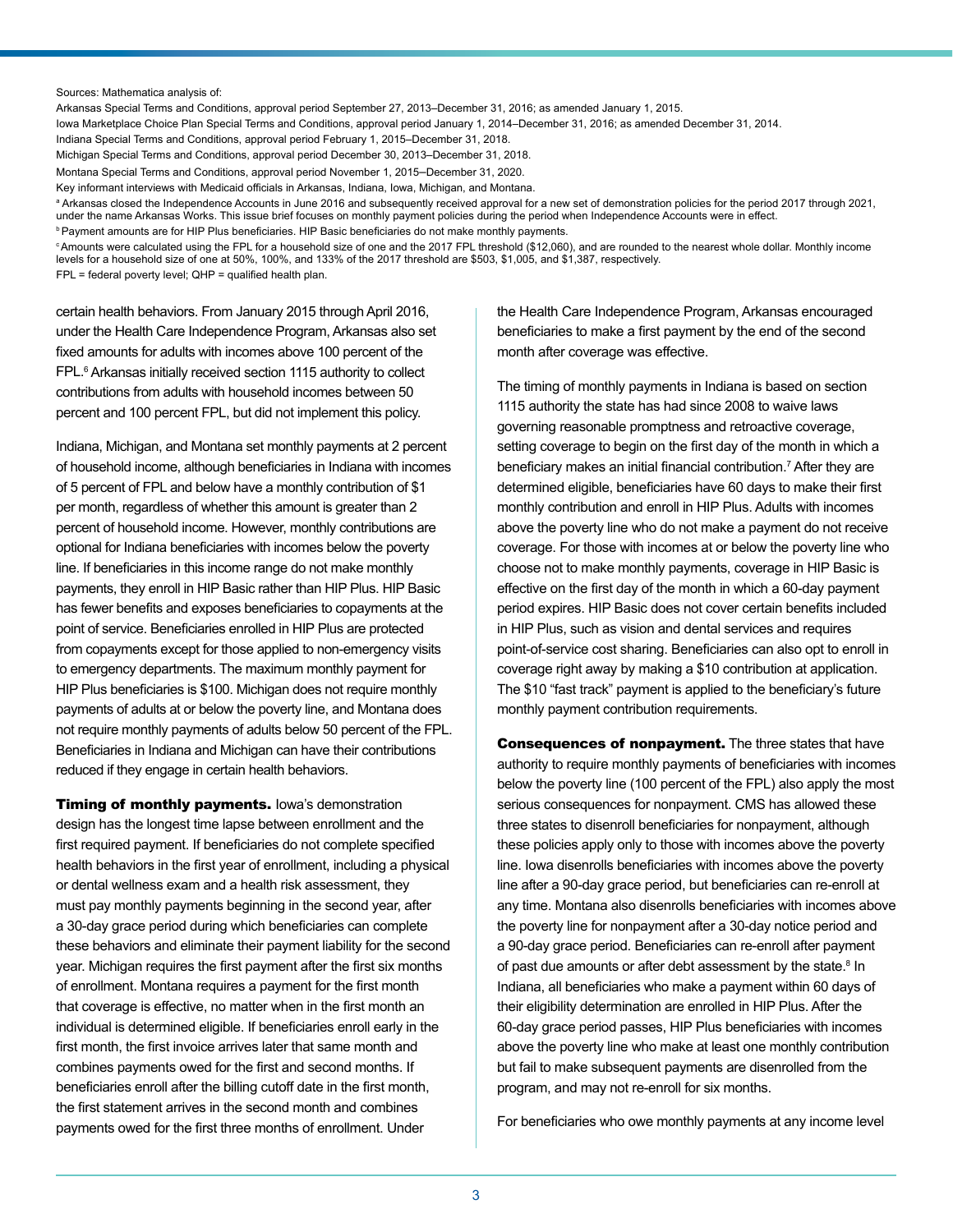Sources: Mathematica analysis of:

Arkansas Special Terms and Conditions, approval period September 27, 2013–December 31, 2016; as amended January 1, 2015.

Iowa Marketplace Choice Plan Special Terms and Conditions, approval period January 1, 2014–December 31, 2016; as amended December 31, 2014.

Indiana Special Terms and Conditions, approval period February 1, 2015–December 31, 2018.

Michigan Special Terms and Conditions, approval period December 30, 2013–December 31, 2018.

Montana Special Terms and Conditions, approval period November 1, 2015–December 31, 2020.

Key informant interviews with Medicaid officials in Arkansas, Indiana, Iowa, Michigan, and Montana.

[a] Arkansas closed the Independence Accounts in June 2016 and subsequently received approval for a new set of demonstration policies for the period 2017 through 2021, under the name Arkansas Works. This issue brief focuses on monthly payment policies during the period when Independence Accounts were in effect.

[b] Payment amounts are for HIP Plus beneficiaries. HIP Basic beneficiaries do not make monthly payments.

[c] Amounts were calculated using the FPL for a household size of one and the 2017 FPL threshold ($12,060), and are rounded to the nearest whole dollar. Monthly income levels for a household size of one at 50%, 100%, and 133% of the 2017 threshold are $503, $1,005, and $1,387, respectively.

FPL = federal poverty level; QHP = qualified health plan.

certain health behaviors. From January 2015 through April 2016, under the Health Care Independence Program, Arkansas also set fixed amounts for adults with incomes above 100 percent of the FPL.[6] Arkansas initially received section 1115 authority to collect contributions from adults with household incomes between 50 percent and 100 percent FPL, but did not implement this policy.

Indiana, Michigan, and Montana set monthly payments at 2 percent of household income, although beneficiaries in Indiana with incomes of 5 percent of FPL and below have a monthly contribution of $1 per month, regardless of whether this amount is greater than 2 percent of household income. However, monthly contributions are optional for Indiana beneficiaries with incomes below the poverty line. If beneficiaries in this income range do not make monthly payments, they enroll in HIP Basic rather than HIP Plus. HIP Basic has fewer benefits and exposes beneficiaries to copayments at the point of service. Beneficiaries enrolled in HIP Plus are protected from copayments except for those applied to non-emergency visits to emergency departments. The maximum monthly payment for HIP Plus beneficiaries is $100. Michigan does not require monthly payments of adults at or below the poverty line, and Montana does not require monthly payments of adults below 50 percent of the FPL. Beneficiaries in Indiana and Michigan can have their contributions reduced if they engage in certain health behaviors.

**Timing of monthly payments.** Iowa's demonstration design has the longest time lapse between enrollment and the first required payment. If beneficiaries do not complete specified health behaviors in the first year of enrollment, including a physical or dental wellness exam and a health risk assessment, they must pay monthly payments beginning in the second year, after a 30-day grace period during which beneficiaries can complete these behaviors and eliminate their payment liability for the second year. Michigan requires the first payment after the first six months of enrollment. Montana requires a payment for the first month that coverage is effective, no matter when in the first month an individual is determined eligible. If beneficiaries enroll early in the first month, the first invoice arrives later that same month and combines payments owed for the first and second months. If beneficiaries enroll after the billing cutoff date in the first month, the first statement arrives in the second month and combines payments owed for the first three months of enrollment. Under the Health Care Independence Program, Arkansas encouraged beneficiaries to make a first payment by the end of the second month after coverage was effective.

The timing of monthly payments in Indiana is based on section 1115 authority the state has had since 2008 to waive laws governing reasonable promptness and retroactive coverage, setting coverage to begin on the first day of the month in which a beneficiary makes an initial financial contribution.[7] After they are determined eligible, beneficiaries have 60 days to make their first monthly contribution and enroll in HIP Plus. Adults with incomes above the poverty line who do not make a payment do not receive coverage. For those with incomes at or below the poverty line who choose not to make monthly payments, coverage in HIP Basic is effective on the first day of the month in which a 60-day payment period expires. HIP Basic does not cover certain benefits included in HIP Plus, such as vision and dental services and requires point-of-service cost sharing. Beneficiaries can also opt to enroll in coverage right away by making a $10 contribution at application. The $10 "fast track" payment is applied to the beneficiary's future monthly payment contribution requirements.

**Consequences of nonpayment.** The three states that have authority to require monthly payments of beneficiaries with incomes below the poverty line (100 percent of the FPL) also apply the most serious consequences for nonpayment. CMS has allowed these three states to disenroll beneficiaries for nonpayment, although these policies apply only to those with incomes above the poverty line. Iowa disenrolls beneficiaries with incomes above the poverty line after a 90-day grace period, but beneficiaries can re-enroll at any time. Montana also disenrolls beneficiaries with incomes above the poverty line for nonpayment after a 30-day notice period and a 90-day grace period. Beneficiaries can re-enroll after payment of past due amounts or after debt assessment by the state.[8] In Indiana, all beneficiaries who make a payment within 60 days of their eligibility determination are enrolled in HIP Plus. After the 60-day grace period passes, HIP Plus beneficiaries with incomes above the poverty line who make at least one monthly contribution but fail to make subsequent payments are disenrolled from the program, and may not re-enroll for six months.

For beneficiaries who owe monthly payments at any income level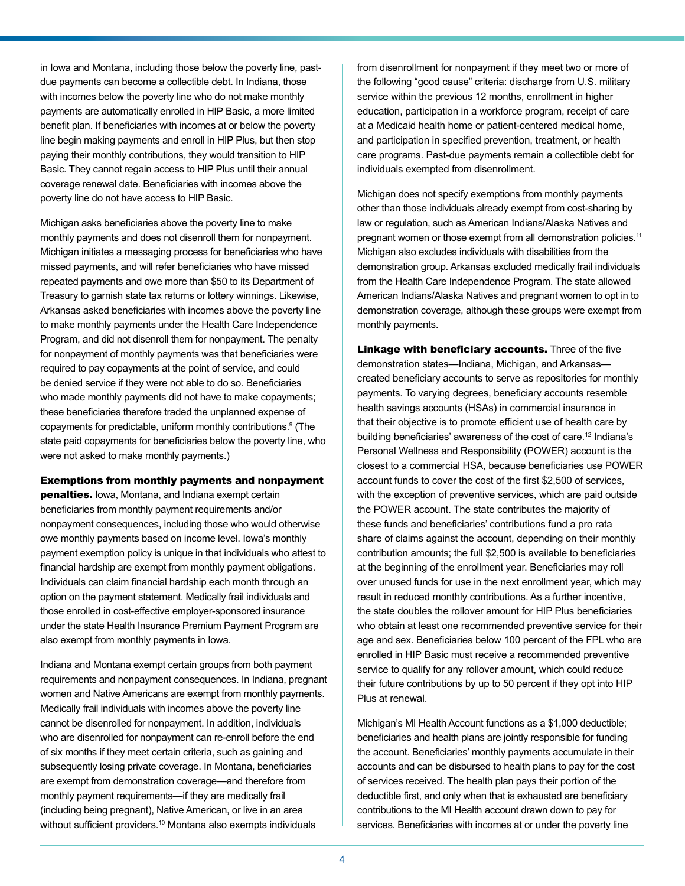in Iowa and Montana, including those below the poverty line, past-due payments can become a collectible debt. In Indiana, those with incomes below the poverty line who do not make monthly payments are automatically enrolled in HIP Basic, a more limited benefit plan. If beneficiaries with incomes at or below the poverty line begin making payments and enroll in HIP Plus, but then stop paying their monthly contributions, they would transition to HIP Basic. They cannot regain access to HIP Plus until their annual coverage renewal date. Beneficiaries with incomes above the poverty line do not have access to HIP Basic.

Michigan asks beneficiaries above the poverty line to make monthly payments and does not disenroll them for nonpayment. Michigan initiates a messaging process for beneficiaries who have missed payments, and will refer beneficiaries who have missed repeated payments and owe more than $50 to its Department of Treasury to garnish state tax returns or lottery winnings. Likewise, Arkansas asked beneficiaries with incomes above the poverty line to make monthly payments under the Health Care Independence Program, and did not disenroll them for nonpayment. The penalty for nonpayment of monthly payments was that beneficiaries were required to pay copayments at the point of service, and could be denied service if they were not able to do so. Beneficiaries who made monthly payments did not have to make copayments; these beneficiaries therefore traded the unplanned expense of copayments for predictable, uniform monthly contributions.[9] (The state paid copayments for beneficiaries below the poverty line, who were not asked to make monthly payments.)

**Exemptions from monthly payments and nonpayment penalties.** Iowa, Montana, and Indiana exempt certain beneficiaries from monthly payment requirements and/or nonpayment consequences, including those who would otherwise owe monthly payments based on income level. Iowa's monthly payment exemption policy is unique in that individuals who attest to financial hardship are exempt from monthly payment obligations. Individuals can claim financial hardship each month through an option on the payment statement. Medically frail individuals and those enrolled in cost-effective employer-sponsored insurance under the state Health Insurance Premium Payment Program are also exempt from monthly payments in Iowa.

Indiana and Montana exempt certain groups from both payment requirements and nonpayment consequences. In Indiana, pregnant women and Native Americans are exempt from monthly payments. Medically frail individuals with incomes above the poverty line cannot be disenrolled for nonpayment. In addition, individuals who are disenrolled for nonpayment can re-enroll before the end of six months if they meet certain criteria, such as gaining and subsequently losing private coverage. In Montana, beneficiaries are exempt from demonstration coverage—and therefore from monthly payment requirements—if they are medically frail (including being pregnant), Native American, or live in an area without sufficient providers.[10] Montana also exempts individuals from disenrollment for nonpayment if they meet two or more of the following "good cause" criteria: discharge from U.S. military service within the previous 12 months, enrollment in higher education, participation in a workforce program, receipt of care at a Medicaid health home or patient-centered medical home, and participation in specified prevention, treatment, or health care programs. Past-due payments remain a collectible debt for individuals exempted from disenrollment.

Michigan does not specify exemptions from monthly payments other than those individuals already exempt from cost-sharing by law or regulation, such as American Indians/Alaska Natives and pregnant women or those exempt from all demonstration policies.[11] Michigan also excludes individuals with disabilities from the demonstration group. Arkansas excluded medically frail individuals from the Health Care Independence Program. The state allowed American Indians/Alaska Natives and pregnant women to opt in to demonstration coverage, although these groups were exempt from monthly payments.

**Linkage with beneficiary accounts.** Three of the five demonstration states—Indiana, Michigan, and Arkansas—created beneficiary accounts to serve as repositories for monthly payments. To varying degrees, beneficiary accounts resemble health savings accounts (HSAs) in commercial insurance in that their objective is to promote efficient use of health care by building beneficiaries' awareness of the cost of care.[12] Indiana's Personal Wellness and Responsibility (POWER) account is the closest to a commercial HSA, because beneficiaries use POWER account funds to cover the cost of the first $2,500 of services, with the exception of preventive services, which are paid outside the POWER account. The state contributes the majority of these funds and beneficiaries' contributions fund a pro rata share of claims against the account, depending on their monthly contribution amounts; the full $2,500 is available to beneficiaries at the beginning of the enrollment year. Beneficiaries may roll over unused funds for use in the next enrollment year, which may result in reduced monthly contributions. As a further incentive, the state doubles the rollover amount for HIP Plus beneficiaries who obtain at least one recommended preventive service for their age and sex. Beneficiaries below 100 percent of the FPL who are enrolled in HIP Basic must receive a recommended preventive service to qualify for any rollover amount, which could reduce their future contributions by up to 50 percent if they opt into HIP Plus at renewal.

Michigan's MI Health Account functions as a $1,000 deductible; beneficiaries and health plans are jointly responsible for funding the account. Beneficiaries' monthly payments accumulate in their accounts and can be disbursed to health plans to pay for the cost of services received. The health plan pays their portion of the deductible first, and only when that is exhausted are beneficiary contributions to the MI Health account drawn down to pay for services. Beneficiaries with incomes at or under the poverty line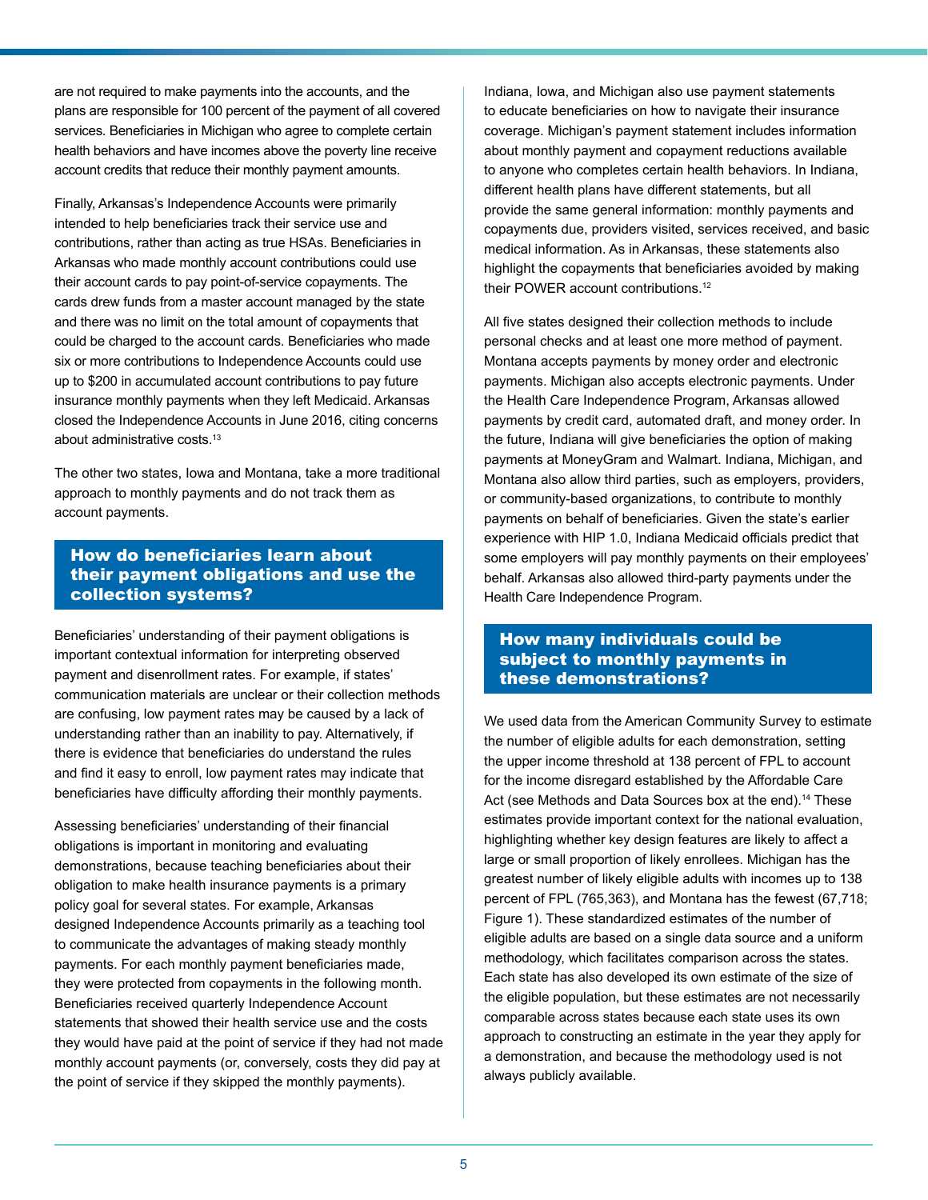are not required to make payments into the accounts, and the plans are responsible for 100 percent of the payment of all covered services. Beneficiaries in Michigan who agree to complete certain health behaviors and have incomes above the poverty line receive account credits that reduce their monthly payment amounts.

Finally, Arkansas's Independence Accounts were primarily intended to help beneficiaries track their service use and contributions, rather than acting as true HSAs. Beneficiaries in Arkansas who made monthly account contributions could use their account cards to pay point-of-service copayments. The cards drew funds from a master account managed by the state and there was no limit on the total amount of copayments that could be charged to the account cards. Beneficiaries who made six or more contributions to Independence Accounts could use up to $200 in accumulated account contributions to pay future insurance monthly payments when they left Medicaid. Arkansas closed the Independence Accounts in June 2016, citing concerns about administrative costs.[13]

The other two states, Iowa and Montana, take a more traditional approach to monthly payments and do not track them as account payments.

## How do beneficiaries learn about their payment obligations and use the collection systems?

Beneficiaries' understanding of their payment obligations is important contextual information for interpreting observed payment and disenrollment rates. For example, if states' communication materials are unclear or their collection methods are confusing, low payment rates may be caused by a lack of understanding rather than an inability to pay. Alternatively, if there is evidence that beneficiaries do understand the rules and find it easy to enroll, low payment rates may indicate that beneficiaries have difficulty affording their monthly payments.

Assessing beneficiaries' understanding of their financial obligations is important in monitoring and evaluating demonstrations, because teaching beneficiaries about their obligation to make health insurance payments is a primary policy goal for several states. For example, Arkansas designed Independence Accounts primarily as a teaching tool to communicate the advantages of making steady monthly payments. For each monthly payment beneficiaries made, they were protected from copayments in the following month. Beneficiaries received quarterly Independence Account statements that showed their health service use and the costs they would have paid at the point of service if they had not made monthly account payments (or, conversely, costs they did pay at the point of service if they skipped the monthly payments).

Indiana, Iowa, and Michigan also use payment statements to educate beneficiaries on how to navigate their insurance coverage. Michigan's payment statement includes information about monthly payment and copayment reductions available to anyone who completes certain health behaviors. In Indiana, different health plans have different statements, but all provide the same general information: monthly payments and copayments due, providers visited, services received, and basic medical information. As in Arkansas, these statements also highlight the copayments that beneficiaries avoided by making their POWER account contributions.[12]

All five states designed their collection methods to include personal checks and at least one more method of payment. Montana accepts payments by money order and electronic payments. Michigan also accepts electronic payments. Under the Health Care Independence Program, Arkansas allowed payments by credit card, automated draft, and money order. In the future, Indiana will give beneficiaries the option of making payments at MoneyGram and Walmart. Indiana, Michigan, and Montana also allow third parties, such as employers, providers, or community-based organizations, to contribute to monthly payments on behalf of beneficiaries. Given the state's earlier experience with HIP 1.0, Indiana Medicaid officials predict that some employers will pay monthly payments on their employees' behalf. Arkansas also allowed third-party payments under the Health Care Independence Program.

## How many individuals could be subject to monthly payments in these demonstrations?

We used data from the American Community Survey to estimate the number of eligible adults for each demonstration, setting the upper income threshold at 138 percent of FPL to account for the income disregard established by the Affordable Care Act (see Methods and Data Sources box at the end).[14] These estimates provide important context for the national evaluation, highlighting whether key design features are likely to affect a large or small proportion of likely enrollees. Michigan has the greatest number of likely eligible adults with incomes up to 138 percent of FPL (765,363), and Montana has the fewest (67,718; Figure 1). These standardized estimates of the number of eligible adults are based on a single data source and a uniform methodology, which facilitates comparison across the states. Each state has also developed its own estimate of the size of the eligible population, but these estimates are not necessarily comparable across states because each state uses its own approach to constructing an estimate in the year they apply for a demonstration, and because the methodology used is not always publicly available.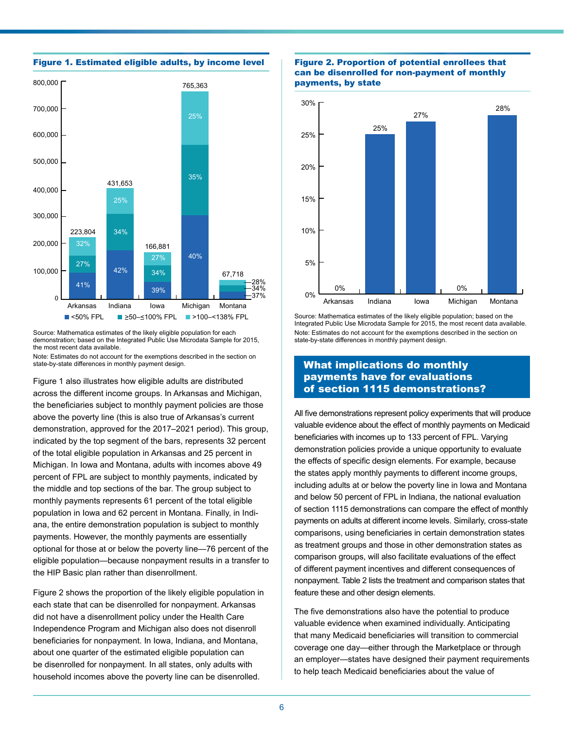**Figure 1. Estimated eligible adults, by income level**

| State | Total | <50% FPL | ≥50–≤100% FPL | >100–<138% FPL |
|---|---|---|---|---|
| Arkansas | 223,804 | 41% | 27% | 32% |
| Indiana | 431,653 | 42% | 34% | 25% |
| Iowa | 166,881 | 39% | 34% | 27% |
| Michigan | 765,363 | 40% | 35% | 25% |
| Montana | 67,718 | 37% | 34% | 28% |

Source: Mathematica estimates of the likely eligible population for each demonstration; based on the Integrated Public Use Microdata Sample for 2015, the most recent data available.

Note: Estimates do not account for the exemptions described in the section on state-by-state differences in monthly payment design.

Figure 1 also illustrates how eligible adults are distributed across the different income groups. In Arkansas and Michigan, the beneficiaries subject to monthly payment policies are those above the poverty line (this is also true of Arkansas's current demonstration, approved for the 2017–2021 period). This group, indicated by the top segment of the bars, represents 32 percent of the total eligible population in Arkansas and 25 percent in Michigan. In Iowa and Montana, adults with incomes above 49 percent of FPL are subject to monthly payments, indicated by the middle and top sections of the bar. The group subject to monthly payments represents 61 percent of the total eligible population in Iowa and 62 percent in Montana. Finally, in Indiana, the entire demonstration population is subject to monthly payments. However, the monthly payments are essentially optional for those at or below the poverty line—76 percent of the eligible population—because nonpayment results in a transfer to the HIP Basic plan rather than disenrollment.

Figure 2 shows the proportion of the likely eligible population in each state that can be disenrolled for nonpayment. Arkansas did not have a disenrollment policy under the Health Care Independence Program and Michigan also does not disenroll beneficiaries for nonpayment. In Iowa, Indiana, and Montana, about one quarter of the estimated eligible population can be disenrolled for nonpayment. In all states, only adults with household incomes above the poverty line can be disenrolled.

**Figure 2. Proportion of potential enrollees that can be disenrolled for non-payment of monthly payments, by state**

| State | Proportion |
|---|---|
| Arkansas | 0% |
| Indiana | 25% |
| Iowa | 27% |
| Michigan | 0% |
| Montana | 28% |

Source: Mathematica estimates of the likely eligible population; based on the Integrated Public Use Microdata Sample for 2015, the most recent data available.

Note: Estimates do not account for the exemptions described in the section on state-by-state differences in monthly payment design.

## What implications do monthly payments have for evaluations of section 1115 demonstrations?

All five demonstrations represent policy experiments that will produce valuable evidence about the effect of monthly payments on Medicaid beneficiaries with incomes up to 133 percent of FPL. Varying demonstration policies provide a unique opportunity to evaluate the effects of specific design elements. For example, because the states apply monthly payments to different income groups, including adults at or below the poverty line in Iowa and Montana and below 50 percent of FPL in Indiana, the national evaluation of section 1115 demonstrations can compare the effect of monthly payments on adults at different income levels. Similarly, cross-state comparisons, using beneficiaries in certain demonstration states as treatment groups and those in other demonstration states as comparison groups, will also facilitate evaluations of the effect of different payment incentives and different consequences of nonpayment. Table 2 lists the treatment and comparison states that feature these and other design elements.

The five demonstrations also have the potential to produce valuable evidence when examined individually. Anticipating that many Medicaid beneficiaries will transition to commercial coverage one day—either through the Marketplace or through an employer—states have designed their payment requirements to help teach Medicaid beneficiaries about the value of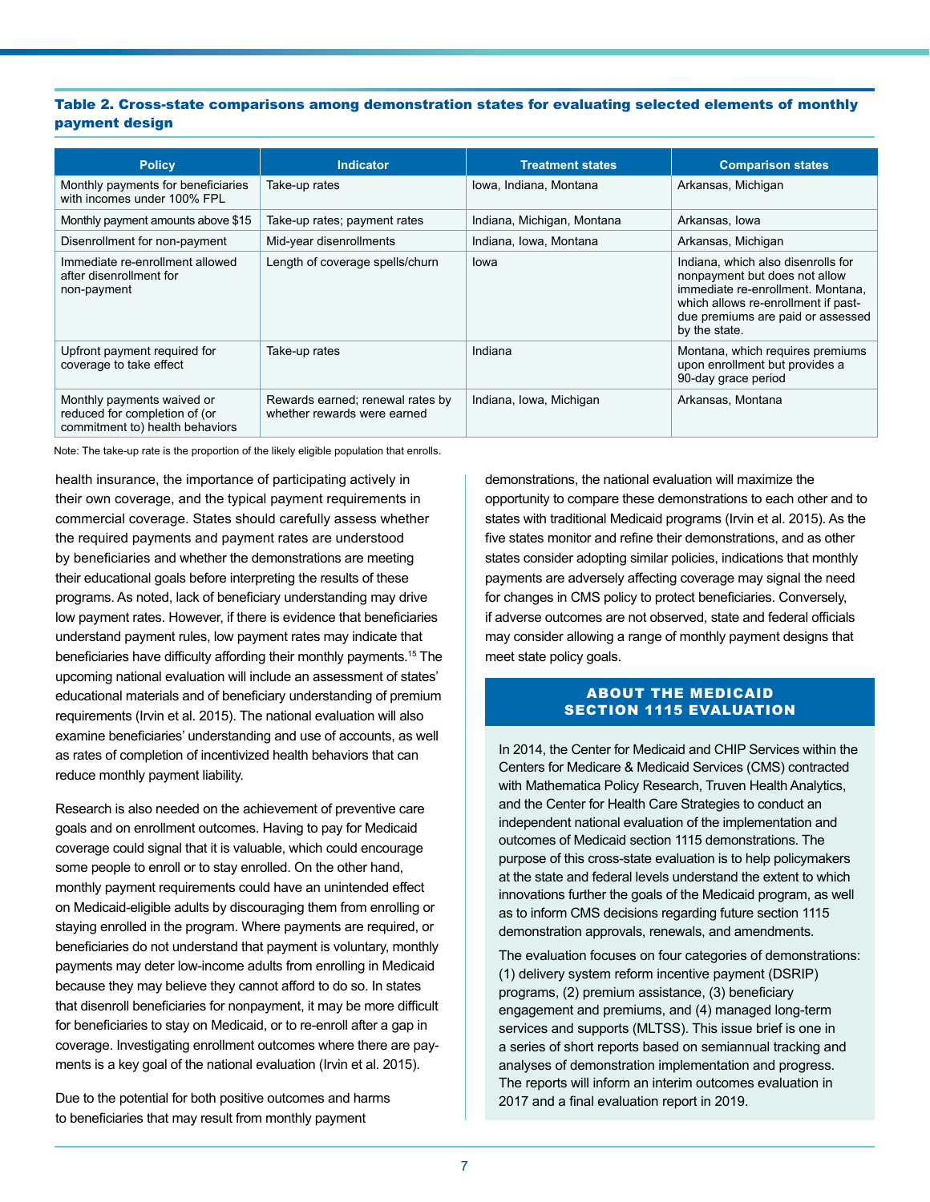**Table 2. Cross-state comparisons among demonstration states for evaluating selected elements of monthly payment design**

| Policy | Indicator | Treatment states | Comparison states |
|---|---|---|---|
| Monthly payments for beneficiaries with incomes under 100% FPL | Take-up rates | Iowa, Indiana, Montana | Arkansas, Michigan |
| Monthly payment amounts above $15 | Take-up rates; payment rates | Indiana, Michigan, Montana | Arkansas, Iowa |
| Disenrollment for non-payment | Mid-year disenrollments | Indiana, Iowa, Montana | Arkansas, Michigan |
| Immediate re-enrollment allowed after disenrollment for non-payment | Length of coverage spells/churn | Iowa | Indiana, which also disenrolls for nonpayment but does not allow immediate re-enrollment. Montana, which allows re-enrollment if past-due premiums are paid or assessed by the state. |
| Upfront payment required for coverage to take effect | Take-up rates | Indiana | Montana, which requires premiums upon enrollment but provides a 90-day grace period |
| Monthly payments waived or reduced for completion of (or commitment to) health behaviors | Rewards earned; renewal rates by whether rewards were earned | Indiana, Iowa, Michigan | Arkansas, Montana |

Note: The take-up rate is the proportion of the likely eligible population that enrolls.

health insurance, the importance of participating actively in their own coverage, and the typical payment requirements in commercial coverage. States should carefully assess whether the required payments and payment rates are understood by beneficiaries and whether the demonstrations are meeting their educational goals before interpreting the results of these programs. As noted, lack of beneficiary understanding may drive low payment rates. However, if there is evidence that beneficiaries understand payment rules, low payment rates may indicate that beneficiaries have difficulty affording their monthly payments.[15] The upcoming national evaluation will include an assessment of states' educational materials and of beneficiary understanding of premium requirements (Irvin et al. 2015). The national evaluation will also examine beneficiaries' understanding and use of accounts, as well as rates of completion of incentivized health behaviors that can reduce monthly payment liability.

Research is also needed on the achievement of preventive care goals and on enrollment outcomes. Having to pay for Medicaid coverage could signal that it is valuable, which could encourage some people to enroll or to stay enrolled. On the other hand, monthly payment requirements could have an unintended effect on Medicaid-eligible adults by discouraging them from enrolling or staying enrolled in the program. Where payments are required, or beneficiaries do not understand that payment is voluntary, monthly payments may deter low-income adults from enrolling in Medicaid because they may believe they cannot afford to do so. In states that disenroll beneficiaries for nonpayment, it may be more difficult for beneficiaries to stay on Medicaid, or to re-enroll after a gap in coverage. Investigating enrollment outcomes where there are payments is a key goal of the national evaluation (Irvin et al. 2015).

Due to the potential for both positive outcomes and harms to beneficiaries that may result from monthly payment demonstrations, the national evaluation will maximize the opportunity to compare these demonstrations to each other and to states with traditional Medicaid programs (Irvin et al. 2015). As the five states monitor and refine their demonstrations, and as other states consider adopting similar policies, indications that monthly payments are adversely affecting coverage may signal the need for changes in CMS policy to protect beneficiaries. Conversely, if adverse outcomes are not observed, state and federal officials may consider allowing a range of monthly payment designs that meet state policy goals.

## ABOUT THE MEDICAID SECTION 1115 EVALUATION

In 2014, the Center for Medicaid and CHIP Services within the Centers for Medicare & Medicaid Services (CMS) contracted with Mathematica Policy Research, Truven Health Analytics, and the Center for Health Care Strategies to conduct an independent national evaluation of the implementation and outcomes of Medicaid section 1115 demonstrations. The purpose of this cross-state evaluation is to help policymakers at the state and federal levels understand the extent to which innovations further the goals of the Medicaid program, as well as to inform CMS decisions regarding future section 1115 demonstration approvals, renewals, and amendments.

The evaluation focuses on four categories of demonstrations: (1) delivery system reform incentive payment (DSRIP) programs, (2) premium assistance, (3) beneficiary engagement and premiums, and (4) managed long-term services and supports (MLTSS). This issue brief is one in a series of short reports based on semiannual tracking and analyses of demonstration implementation and progress. The reports will inform an interim outcomes evaluation in 2017 and a final evaluation report in 2019.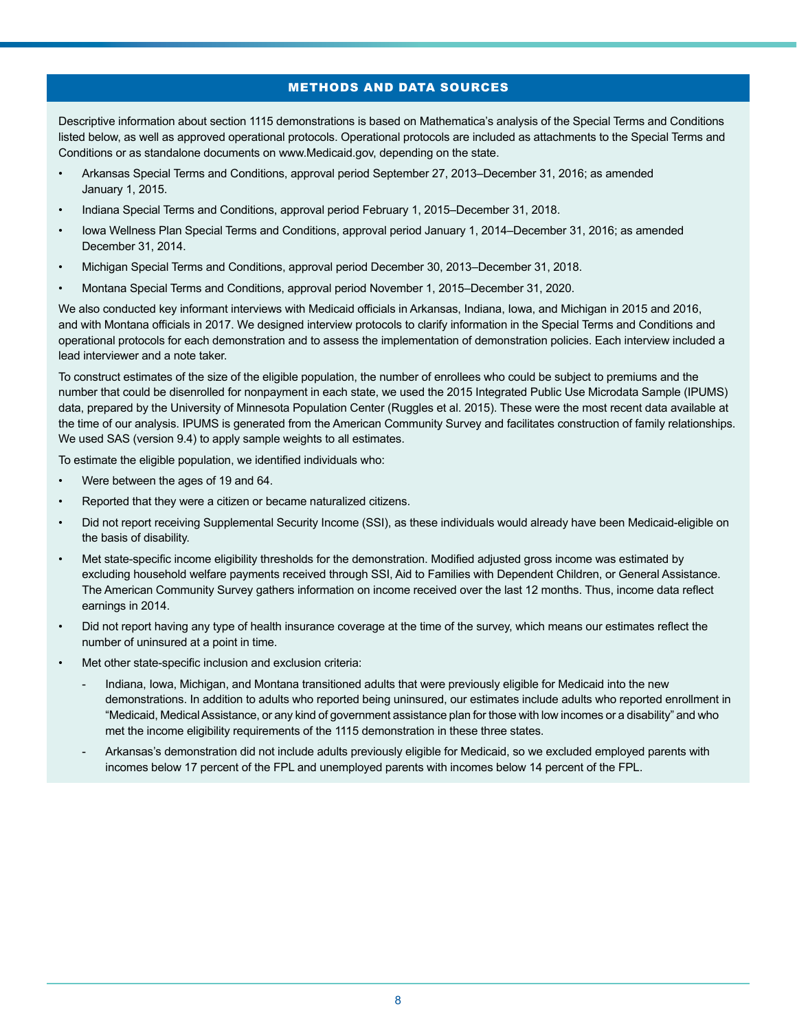## METHODS AND DATA SOURCES

Descriptive information about section 1115 demonstrations is based on Mathematica's analysis of the Special Terms and Conditions listed below, as well as approved operational protocols. Operational protocols are included as attachments to the Special Terms and Conditions or as standalone documents on www.Medicaid.gov, depending on the state.

- Arkansas Special Terms and Conditions, approval period September 27, 2013–December 31, 2016; as amended January 1, 2015.
- Indiana Special Terms and Conditions, approval period February 1, 2015–December 31, 2018.
- Iowa Wellness Plan Special Terms and Conditions, approval period January 1, 2014–December 31, 2016; as amended December 31, 2014.
- Michigan Special Terms and Conditions, approval period December 30, 2013–December 31, 2018.
- Montana Special Terms and Conditions, approval period November 1, 2015–December 31, 2020.

We also conducted key informant interviews with Medicaid officials in Arkansas, Indiana, Iowa, and Michigan in 2015 and 2016, and with Montana officials in 2017. We designed interview protocols to clarify information in the Special Terms and Conditions and operational protocols for each demonstration and to assess the implementation of demonstration policies. Each interview included a lead interviewer and a note taker.

To construct estimates of the size of the eligible population, the number of enrollees who could be subject to premiums and the number that could be disenrolled for nonpayment in each state, we used the 2015 Integrated Public Use Microdata Sample (IPUMS) data, prepared by the University of Minnesota Population Center (Ruggles et al. 2015). These were the most recent data available at the time of our analysis. IPUMS is generated from the American Community Survey and facilitates construction of family relationships. We used SAS (version 9.4) to apply sample weights to all estimates.

To estimate the eligible population, we identified individuals who:

- Were between the ages of 19 and 64.
- Reported that they were a citizen or became naturalized citizens.
- Did not report receiving Supplemental Security Income (SSI), as these individuals would already have been Medicaid-eligible on the basis of disability.
- Met state-specific income eligibility thresholds for the demonstration. Modified adjusted gross income was estimated by excluding household welfare payments received through SSI, Aid to Families with Dependent Children, or General Assistance. The American Community Survey gathers information on income received over the last 12 months. Thus, income data reflect earnings in 2014.
- Did not report having any type of health insurance coverage at the time of the survey, which means our estimates reflect the number of uninsured at a point in time.
- Met other state-specific inclusion and exclusion criteria:
  - Indiana, Iowa, Michigan, and Montana transitioned adults that were previously eligible for Medicaid into the new demonstrations. In addition to adults who reported being uninsured, our estimates include adults who reported enrollment in "Medicaid, Medical Assistance, or any kind of government assistance plan for those with low incomes or a disability" and who met the income eligibility requirements of the 1115 demonstration in these three states.
  - Arkansas's demonstration did not include adults previously eligible for Medicaid, so we excluded employed parents with incomes below 17 percent of the FPL and unemployed parents with incomes below 14 percent of the FPL.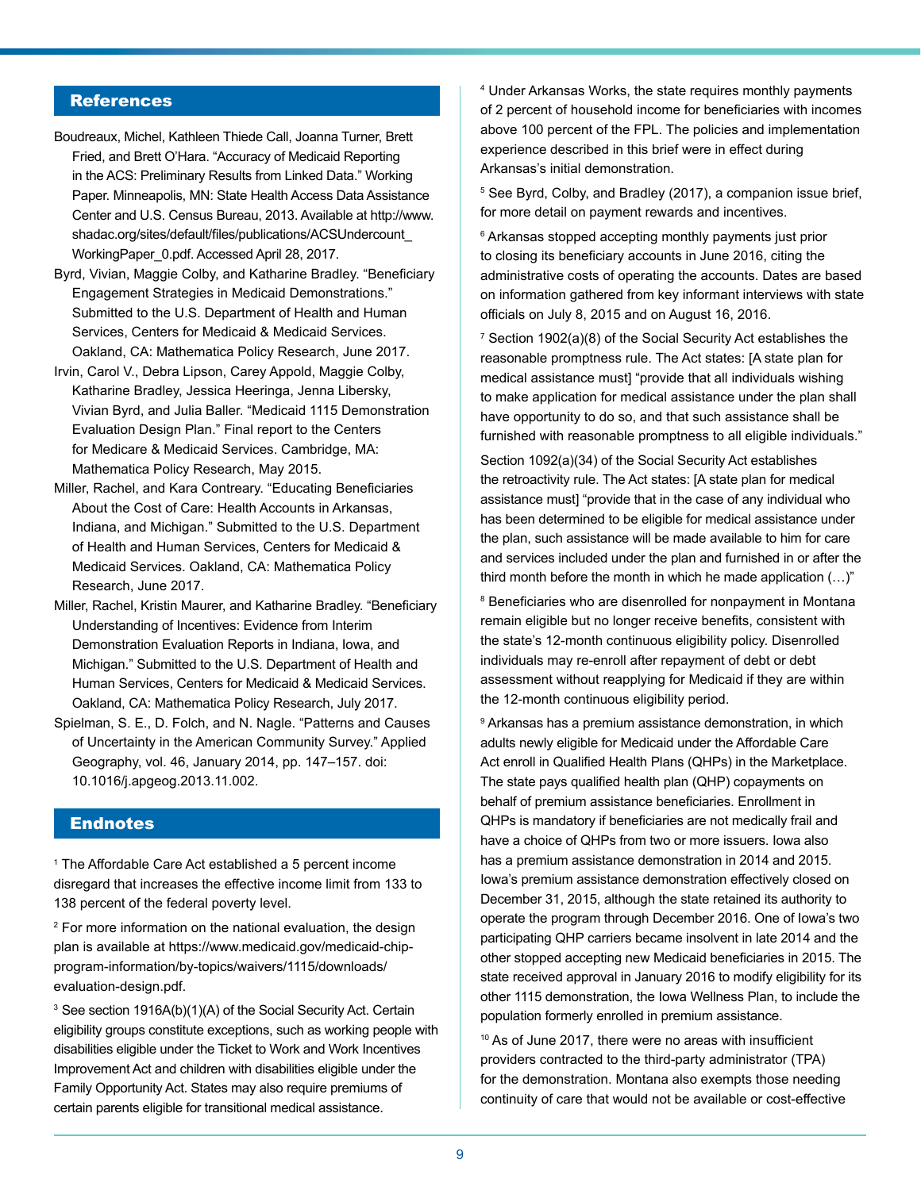## References

Boudreaux, Michel, Kathleen Thiede Call, Joanna Turner, Brett Fried, and Brett O'Hara. "Accuracy of Medicaid Reporting in the ACS: Preliminary Results from Linked Data." Working Paper. Minneapolis, MN: State Health Access Data Assistance Center and U.S. Census Bureau, 2013. Available at http://www.shadac.org/sites/default/files/publications/ACSUndercount_WorkingPaper_0.pdf. Accessed April 28, 2017.

Byrd, Vivian, Maggie Colby, and Katharine Bradley. "Beneficiary Engagement Strategies in Medicaid Demonstrations." Submitted to the U.S. Department of Health and Human Services, Centers for Medicaid & Medicaid Services. Oakland, CA: Mathematica Policy Research, June 2017.

Irvin, Carol V., Debra Lipson, Carey Appold, Maggie Colby, Katharine Bradley, Jessica Heeringa, Jenna Libersky, Vivian Byrd, and Julia Baller. "Medicaid 1115 Demonstration Evaluation Design Plan." Final report to the Centers for Medicare & Medicaid Services. Cambridge, MA: Mathematica Policy Research, May 2015.

Miller, Rachel, and Kara Contreary. "Educating Beneficiaries About the Cost of Care: Health Accounts in Arkansas, Indiana, and Michigan." Submitted to the U.S. Department of Health and Human Services, Centers for Medicaid & Medicaid Services. Oakland, CA: Mathematica Policy Research, June 2017.

Miller, Rachel, Kristin Maurer, and Katharine Bradley. "Beneficiary Understanding of Incentives: Evidence from Interim Demonstration Evaluation Reports in Indiana, Iowa, and Michigan." Submitted to the U.S. Department of Health and Human Services, Centers for Medicaid & Medicaid Services. Oakland, CA: Mathematica Policy Research, July 2017.

Spielman, S. E., D. Folch, and N. Nagle. "Patterns and Causes of Uncertainty in the American Community Survey." Applied Geography, vol. 46, January 2014, pp. 147–157. doi: 10.1016/j.apgeog.2013.11.002.

## Endnotes

[1] The Affordable Care Act established a 5 percent income disregard that increases the effective income limit from 133 to 138 percent of the federal poverty level.

[2] For more information on the national evaluation, the design plan is available at https://www.medicaid.gov/medicaid-chip-program-information/by-topics/waivers/1115/downloads/evaluation-design.pdf.

[3] See section 1916A(b)(1)(A) of the Social Security Act. Certain eligibility groups constitute exceptions, such as working people with disabilities eligible under the Ticket to Work and Work Incentives Improvement Act and children with disabilities eligible under the Family Opportunity Act. States may also require premiums of certain parents eligible for transitional medical assistance.

[4] Under Arkansas Works, the state requires monthly payments of 2 percent of household income for beneficiaries with incomes above 100 percent of the FPL. The policies and implementation experience described in this brief were in effect during Arkansas's initial demonstration.

[5] See Byrd, Colby, and Bradley (2017), a companion issue brief, for more detail on payment rewards and incentives.

[6] Arkansas stopped accepting monthly payments just prior to closing its beneficiary accounts in June 2016, citing the administrative costs of operating the accounts. Dates are based on information gathered from key informant interviews with state officials on July 8, 2015 and on August 16, 2016.

[7] Section 1902(a)(8) of the Social Security Act establishes the reasonable promptness rule. The Act states: [A state plan for medical assistance must] "provide that all individuals wishing to make application for medical assistance under the plan shall have opportunity to do so, and that such assistance shall be furnished with reasonable promptness to all eligible individuals."

Section 1092(a)(34) of the Social Security Act establishes the retroactivity rule. The Act states: [A state plan for medical assistance must] "provide that in the case of any individual who has been determined to be eligible for medical assistance under the plan, such assistance will be made available to him for care and services included under the plan and furnished in or after the third month before the month in which he made application (…)"

[8] Beneficiaries who are disenrolled for nonpayment in Montana remain eligible but no longer receive benefits, consistent with the state's 12-month continuous eligibility policy. Disenrolled individuals may re-enroll after repayment of debt or debt assessment without reapplying for Medicaid if they are within the 12-month continuous eligibility period.

[9] Arkansas has a premium assistance demonstration, in which adults newly eligible for Medicaid under the Affordable Care Act enroll in Qualified Health Plans (QHPs) in the Marketplace. The state pays qualified health plan (QHP) copayments on behalf of premium assistance beneficiaries. Enrollment in QHPs is mandatory if beneficiaries are not medically frail and have a choice of QHPs from two or more issuers. Iowa also has a premium assistance demonstration in 2014 and 2015. Iowa's premium assistance demonstration effectively closed on December 31, 2015, although the state retained its authority to operate the program through December 2016. One of Iowa's two participating QHP carriers became insolvent in late 2014 and the other stopped accepting new Medicaid beneficiaries in 2015. The state received approval in January 2016 to modify eligibility for its other 1115 demonstration, the Iowa Wellness Plan, to include the population formerly enrolled in premium assistance.

[10] As of June 2017, there were no areas with insufficient providers contracted to the third-party administrator (TPA) for the demonstration. Montana also exempts those needing continuity of care that would not be available or cost-effective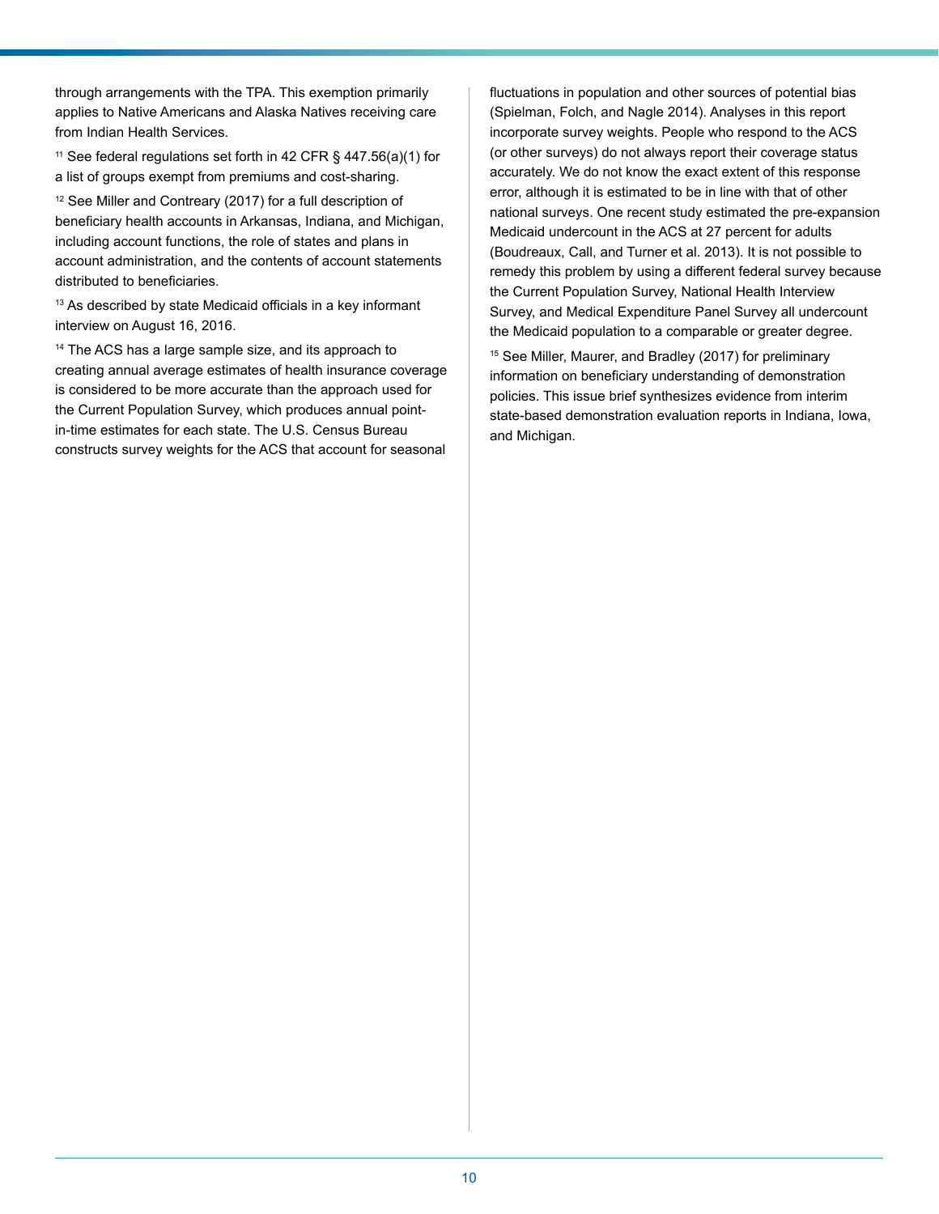through arrangements with the TPA. This exemption primarily applies to Native Americans and Alaska Natives receiving care from Indian Health Services.

[11] See federal regulations set forth in 42 CFR § 447.56(a)(1) for a list of groups exempt from premiums and cost-sharing.

[12] See Miller and Contreary (2017) for a full description of beneficiary health accounts in Arkansas, Indiana, and Michigan, including account functions, the role of states and plans in account administration, and the contents of account statements distributed to beneficiaries.

[13] As described by state Medicaid officials in a key informant interview on August 16, 2016.

[14] The ACS has a large sample size, and its approach to creating annual average estimates of health insurance coverage is considered to be more accurate than the approach used for the Current Population Survey, which produces annual point-in-time estimates for each state. The U.S. Census Bureau constructs survey weights for the ACS that account for seasonal fluctuations in population and other sources of potential bias (Spielman, Folch, and Nagle 2014). Analyses in this report incorporate survey weights. People who respond to the ACS (or other surveys) do not always report their coverage status accurately. We do not know the exact extent of this response error, although it is estimated to be in line with that of other national surveys. One recent study estimated the pre-expansion Medicaid undercount in the ACS at 27 percent for adults (Boudreaux, Call, and Turner et al. 2013). It is not possible to remedy this problem by using a different federal survey because the Current Population Survey, National Health Interview Survey, and Medical Expenditure Panel Survey all undercount the Medicaid population to a comparable or greater degree.

[15] See Miller, Maurer, and Bradley (2017) for preliminary information on beneficiary understanding of demonstration policies. This issue brief synthesizes evidence from interim state-based demonstration evaluation reports in Indiana, Iowa, and Michigan.